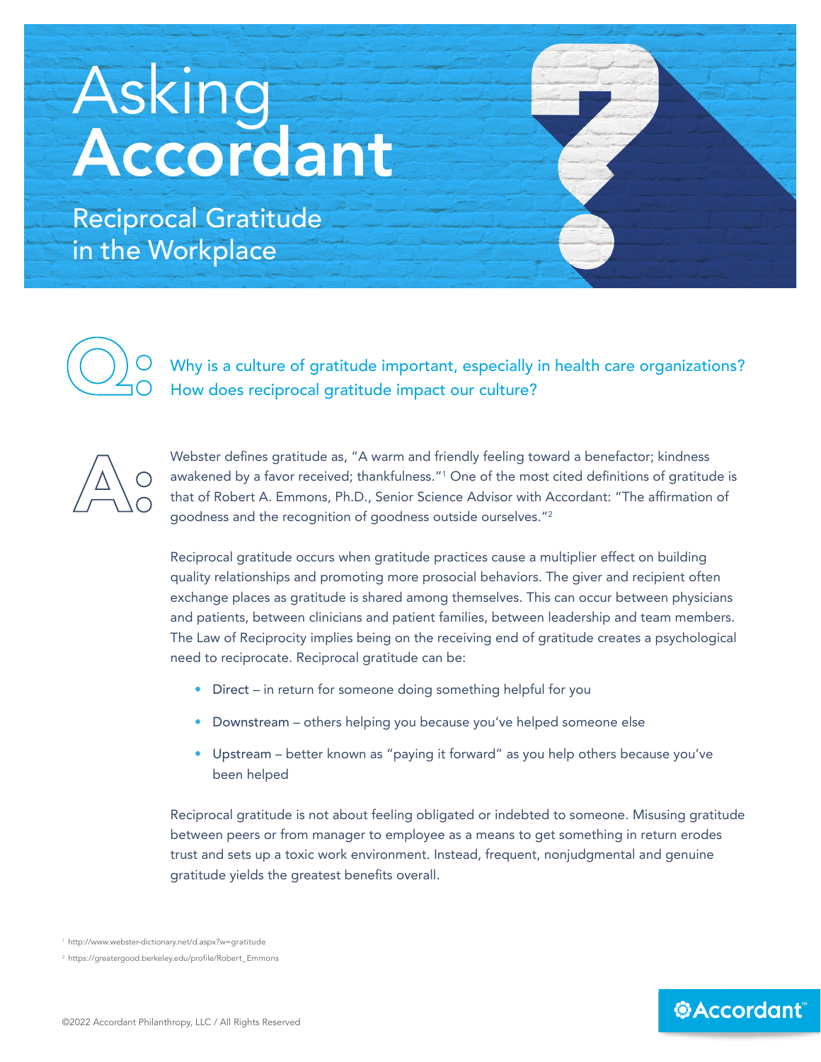# Asking Accordant

## Reciprocal Gratitude in the Workplace

**Q:** Why is a culture of gratitude important, especially in health care organizations? How does reciprocal gratitude impact our culture?

**A:** Webster defines gratitude as, "A warm and friendly feeling toward a benefactor; kindness awakened by a favor received; thankfulness."[1] One of the most cited definitions of gratitude is that of Robert A. Emmons, Ph.D., Senior Science Advisor with Accordant: "The affirmation of goodness and the recognition of goodness outside ourselves."[2]

Reciprocal gratitude occurs when gratitude practices cause a multiplier effect on building quality relationships and promoting more prosocial behaviors. The giver and recipient often exchange places as gratitude is shared among themselves. This can occur between physicians and patients, between clinicians and patient families, between leadership and team members. The Law of Reciprocity implies being on the receiving end of gratitude creates a psychological need to reciprocate. Reciprocal gratitude can be:

- Direct – in return for someone doing something helpful for you
- Downstream – others helping you because you've helped someone else
- Upstream – better known as "paying it forward" as you help others because you've been helped

Reciprocal gratitude is not about feeling obligated or indebted to someone. Misusing gratitude between peers or from manager to employee as a means to get something in return erodes trust and sets up a toxic work environment. Instead, frequent, nonjudgmental and genuine gratitude yields the greatest benefits overall.

[1] http://www.webster-dictionary.net/d.aspx?w=gratitude

[2] https://greatergood.berkeley.edu/profile/Robert_Emmons

©2022 Accordant Philanthropy, LLC / All Rights Reserved

Accordant™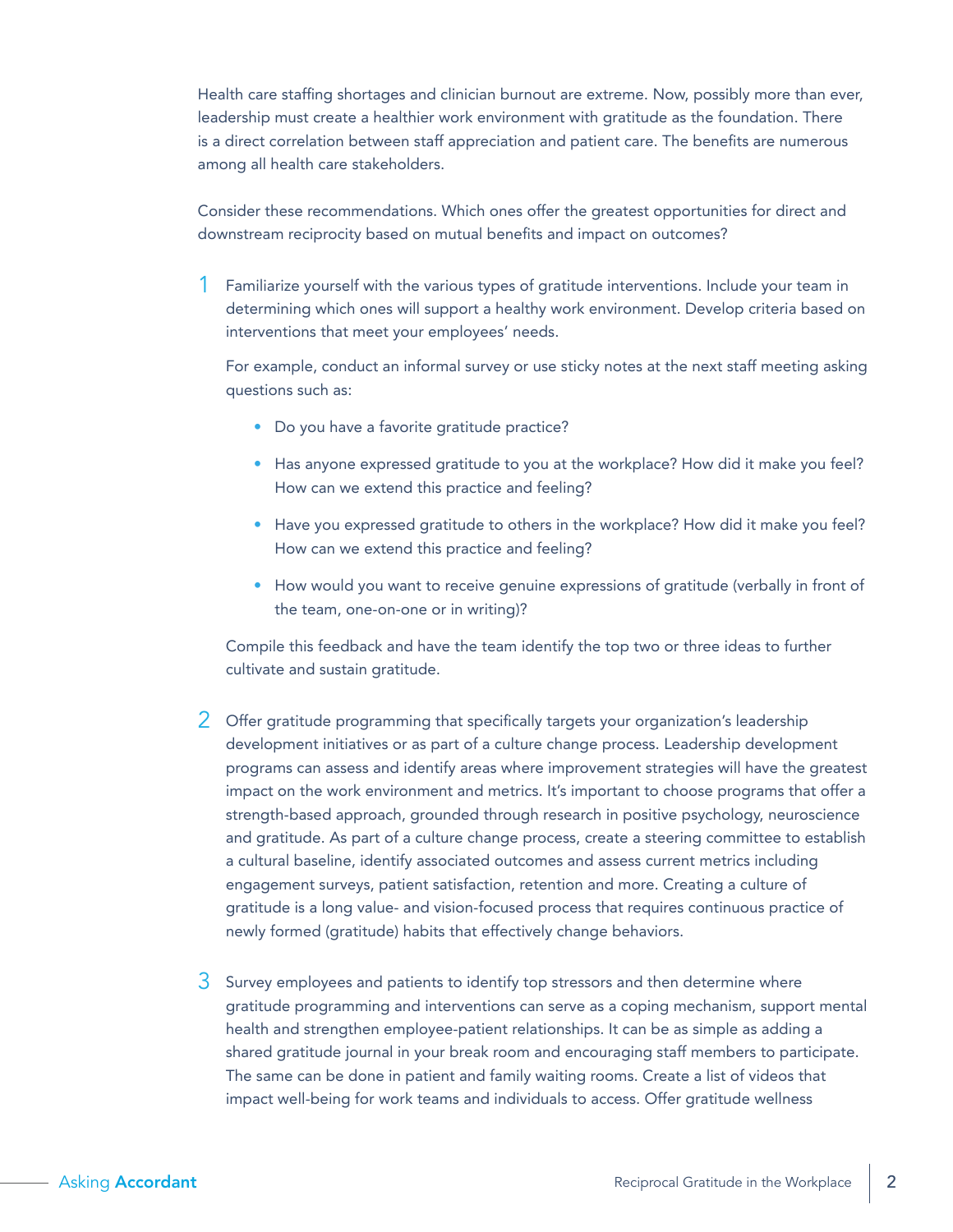Health care staffing shortages and clinician burnout are extreme. Now, possibly more than ever, leadership must create a healthier work environment with gratitude as the foundation. There is a direct correlation between staff appreciation and patient care. The benefits are numerous among all health care stakeholders.

Consider these recommendations. Which ones offer the greatest opportunities for direct and downstream reciprocity based on mutual benefits and impact on outcomes?

1. Familiarize yourself with the various types of gratitude interventions. Include your team in determining which ones will support a healthy work environment. Develop criteria based on interventions that meet your employees' needs.

   For example, conduct an informal survey or use sticky notes at the next staff meeting asking questions such as:

   - Do you have a favorite gratitude practice?
   - Has anyone expressed gratitude to you at the workplace? How did it make you feel? How can we extend this practice and feeling?
   - Have you expressed gratitude to others in the workplace? How did it make you feel? How can we extend this practice and feeling?
   - How would you want to receive genuine expressions of gratitude (verbally in front of the team, one-on-one or in writing)?

   Compile this feedback and have the team identify the top two or three ideas to further cultivate and sustain gratitude.

2. Offer gratitude programming that specifically targets your organization's leadership development initiatives or as part of a culture change process. Leadership development programs can assess and identify areas where improvement strategies will have the greatest impact on the work environment and metrics. It's important to choose programs that offer a strength-based approach, grounded through research in positive psychology, neuroscience and gratitude. As part of a culture change process, create a steering committee to establish a cultural baseline, identify associated outcomes and assess current metrics including engagement surveys, patient satisfaction, retention and more. Creating a culture of gratitude is a long value- and vision-focused process that requires continuous practice of newly formed (gratitude) habits that effectively change behaviors.

3. Survey employees and patients to identify top stressors and then determine where gratitude programming and interventions can serve as a coping mechanism, support mental health and strengthen employee-patient relationships. It can be as simple as adding a shared gratitude journal in your break room and encouraging staff members to participate. The same can be done in patient and family waiting rooms. Create a list of videos that impact well-being for work teams and individuals to access. Offer gratitude wellness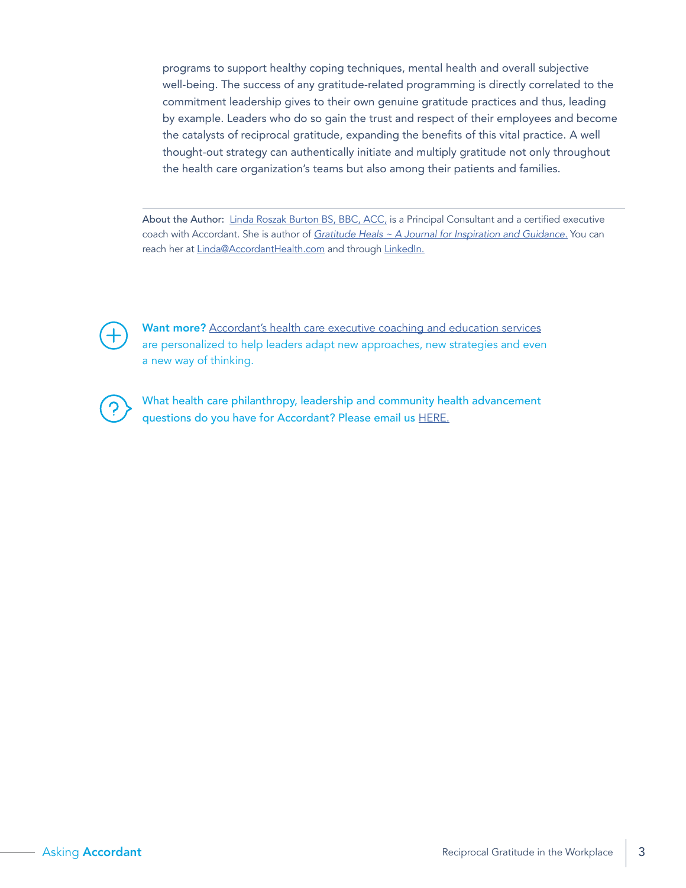programs to support healthy coping techniques, mental health and overall subjective well-being. The success of any gratitude-related programming is directly correlated to the commitment leadership gives to their own genuine gratitude practices and thus, leading by example. Leaders who do so gain the trust and respect of their employees and become the catalysts of reciprocal gratitude, expanding the benefits of this vital practice. A well thought-out strategy can authentically initiate and multiply gratitude not only throughout the health care organization's teams but also among their patients and families.

---

About the Author: Linda Roszak Burton BS, BBC, ACC, is a Principal Consultant and a certified executive coach with Accordant. She is author of *Gratitude Heals ~ A Journal for Inspiration and Guidance.* You can reach her at Linda@AccordantHealth.com and through LinkedIn.

**Want more?** Accordant's health care executive coaching and education services are personalized to help leaders adapt new approaches, new strategies and even a new way of thinking.

What health care philanthropy, leadership and community health advancement questions do you have for Accordant? Please email us HERE.